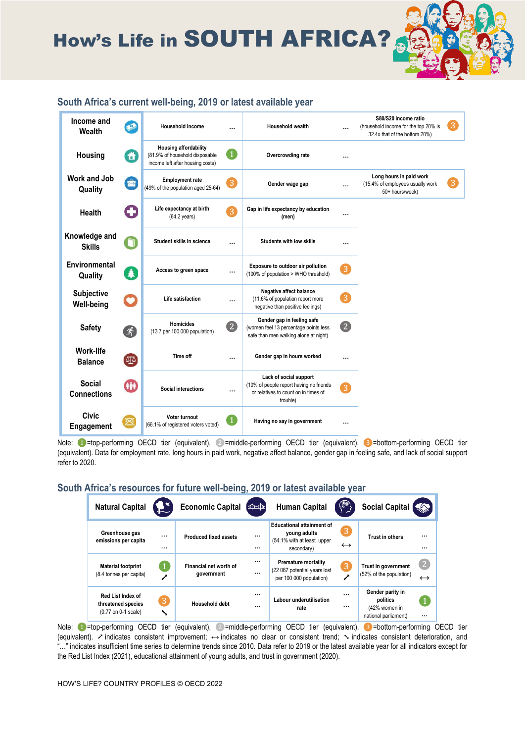# How's Life in SOUTH AFRICA?

## South Africa's current well-being, 2019 or latest available year

| Dimension | Indicator | Tier | Indicator | Tier | Indicator | Tier |
|---|---|---|---|---|---|---|
| Income and Wealth | Household income | … | Household wealth | … | S80/S20 income ratio (household income for the top 20% is 32.4x that of the bottom 20%) | 3 |
| Housing | Housing affordability (81.9% of household disposable income left after housing costs) | 1 | Overcrowding rate | … | | |
| Work and Job Quality | Employment rate (49% of the population aged 25-64) | 3 | Gender wage gap | … | Long hours in paid work (15.4% of employees usually work 50+ hours/week) | 3 |
| Health | Life expectancy at birth (64.2 years) | 3 | Gap in life expectancy by education (men) | … | | |
| Knowledge and Skills | Student skills in science | … | Students with low skills | … | | |
| Environmental Quality | Access to green space | … | Exposure to outdoor air pollution (100% of population > WHO threshold) | 3 | | |
| Subjective Well-being | Life satisfaction | … | Negative affect balance (11.6% of population report more negative than positive feelings) | 3 | | |
| Safety | Homicides (13.7 per 100 000 population) | 2 | Gender gap in feeling safe (women feel 13 percentage points less safe than men walking alone at night) | 2 | | |
| Work-life Balance | Time off | … | Gender gap in hours worked | … | | |
| Social Connections | Social interactions | … | Lack of social support (10% of people report having no friends or relatives to count on in times of trouble) | 3 | | |
| Civic Engagement | Voter turnout (66.1% of registered voters voted) | 1 | Having no say in government | … | | |

Note: 1 =top-performing OECD tier (equivalent), 2 =middle-performing OECD tier (equivalent), 3 =bottom-performing OECD tier (equivalent). Data for employment rate, long hours in paid work, negative affect balance, gender gap in feeling safe, and lack of social support refer to 2020.

## South Africa's resources for future well-being, 2019 or latest available year

| Natural Capital | Tier / Trend | Economic Capital | Tier / Trend | Human Capital | Tier / Trend | Social Capital | Tier / Trend |
|---|---|---|---|---|---|---|---|
| Greenhouse gas emissions per capita | … / … | Produced fixed assets | … / … | Educational attainment of young adults (54.1% with at least upper secondary) | 3 / ↔ | Trust in others | … / … |
| Material footprint (8.4 tonnes per capita) | 1 / ↗ | Financial net worth of government | … / … | Premature mortality (22 067 potential years lost per 100 000 population) | 3 / ↗ | Trust in government (52% of the population) | 2 / ↔ |
| Red List Index of threatened species (0.77 on 0-1 scale) | 3 / ↘ | Household debt | … / … | Labour underutilisation rate | … / … | Gender parity in politics (42% women in national parliament) | 1 / … |

Note: 1 =top-performing OECD tier (equivalent), 2 =middle-performing OECD tier (equivalent), 3 =bottom-performing OECD tier (equivalent). ↗ indicates consistent improvement; ↔ indicates no clear or consistent trend; ↘ indicates consistent deterioration, and "…" indicates insufficient time series to determine trends since 2010. Data refer to 2019 or the latest available year for all indicators except for the Red List Index (2021), educational attainment of young adults, and trust in government (2020).

HOW'S LIFE? COUNTRY PROFILES © OECD 2022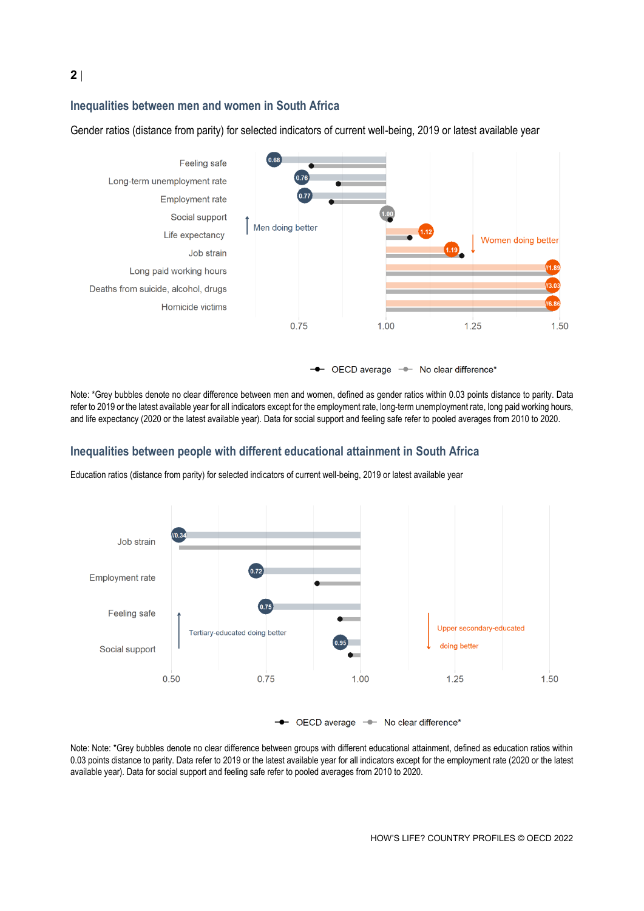## Inequalities between men and women in South Africa

Gender ratios (distance from parity) for selected indicators of current well-being, 2019 or latest available year

| Indicator | South Africa ratio |
|---|---|
| Feeling safe | 0.68 |
| Long-term unemployment rate | 0.76 |
| Employment rate | 0.77 |
| Social support | 1.00 |
| Life expectancy | 1.12 |
| Job strain | 1.19 |
| Long paid working hours | 1.89 |
| Deaths from suicide, alcohol, drugs | 3.03 |
| Homicide victims | 6.86 |

Men doing better ↑ / Women doing better ↓

OECD average — No clear difference*

Note: *Grey bubbles denote no clear difference between men and women, defined as gender ratios within 0.03 points distance to parity. Data refer to 2019 or the latest available year for all indicators except for the employment rate, long-term unemployment rate, long paid working hours, and life expectancy (2020 or the latest available year). Data for social support and feeling safe refer to pooled averages from 2010 to 2020.

## Inequalities between people with different educational attainment in South Africa

Education ratios (distance from parity) for selected indicators of current well-being, 2019 or latest available year

| Indicator | South Africa ratio |
|---|---|
| Job strain | 0.34 |
| Employment rate | 0.72 |
| Feeling safe | 0.75 |
| Social support | 0.95 |

Tertiary-educated doing better ↑ / Upper secondary-educated doing better ↓

OECD average — No clear difference*

Note: Note: *Grey bubbles denote no clear difference between groups with different educational attainment, defined as education ratios within 0.03 points distance to parity. Data refer to 2019 or the latest available year for all indicators except for the employment rate (2020 or the latest available year). Data for social support and feeling safe refer to pooled averages from 2010 to 2020.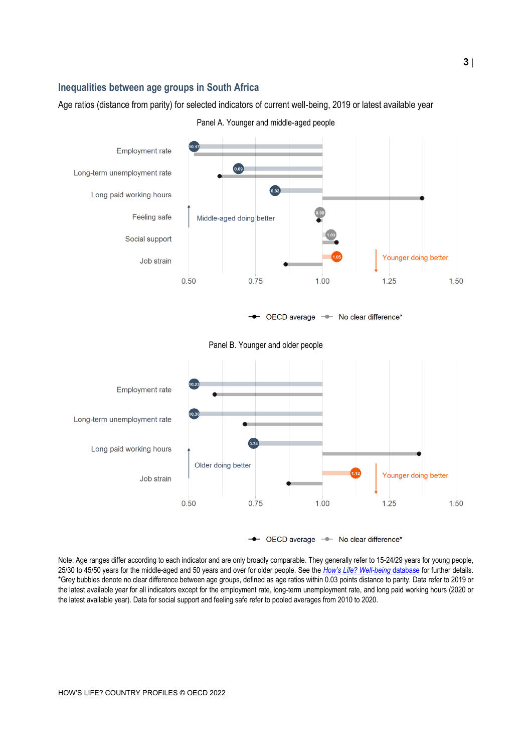### Inequalities between age groups in South Africa

Age ratios (distance from parity) for selected indicators of current well-being, 2019 or latest available year

Panel A. Younger and middle-aged people

| Indicator | South Africa |
| --- | --- |
| Employment rate | 0.17 |
| Long-term unemployment rate | 0.69 |
| Long paid working hours | 0.82 |
| Feeling safe | 0.99 |
| Social support | 1.03 |
| Job strain | 1.05 |

Middle-aged doing better ← → Younger doing better

Legend: OECD average; No clear difference*

Panel B. Younger and older people

| Indicator | South Africa |
| --- | --- |
| Employment rate | 0.23 |
| Long-term unemployment rate | 0.30 |
| Long paid working hours | 0.74 |
| Job strain | 1.12 |

Older doing better ← → Younger doing better

Legend: OECD average; No clear difference*

Note: Age ranges differ according to each indicator and are only broadly comparable. They generally refer to 15-24/29 years for young people, 25/30 to 45/50 years for the middle-aged and 50 years and over for older people. See the *How's Life? Well-being database* for further details. *Grey bubbles denote no clear difference between age groups, defined as age ratios within 0.03 points distance to parity. Data refer to 2019 or the latest available year for all indicators except for the employment rate, long-term unemployment rate, and long paid working hours (2020 or the latest available year). Data for social support and feeling safe refer to pooled averages from 2010 to 2020.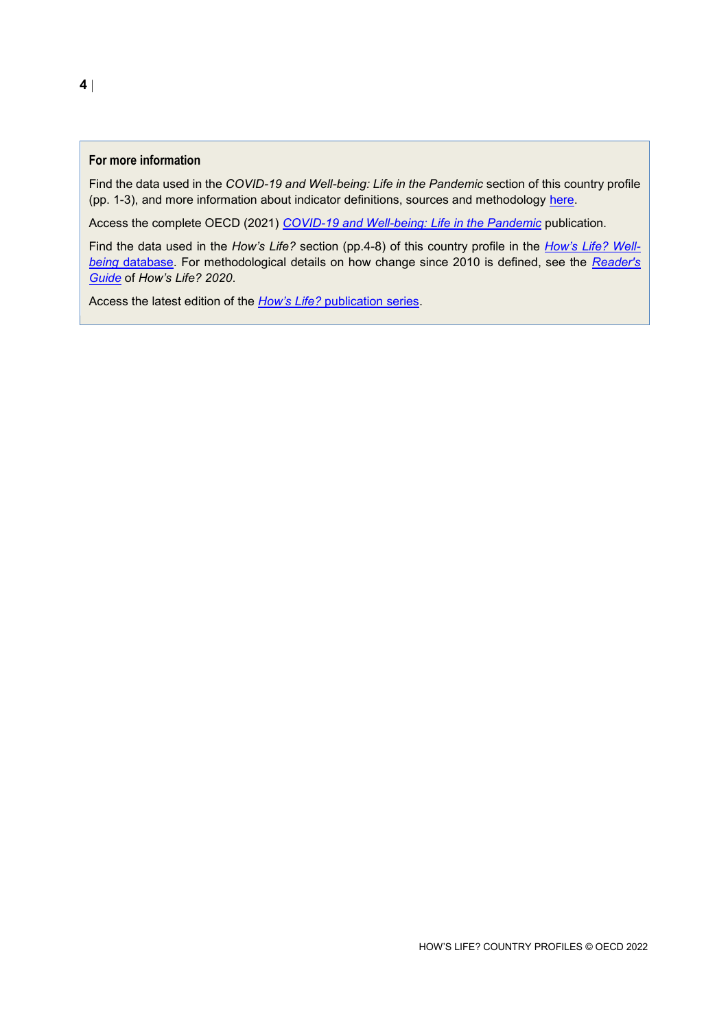**For more information**

Find the data used in the *COVID-19 and Well-being: Life in the Pandemic* section of this country profile (pp. 1-3), and more information about indicator definitions, sources and methodology here.

Access the complete OECD (2021) *COVID-19 and Well-being: Life in the Pandemic* publication.

Find the data used in the *How's Life?* section (pp.4-8) of this country profile in the *How's Life? Well-being* database. For methodological details on how change since 2010 is defined, see the *Reader's Guide* of *How's Life? 2020*.

Access the latest edition of the *How's Life?* publication series.